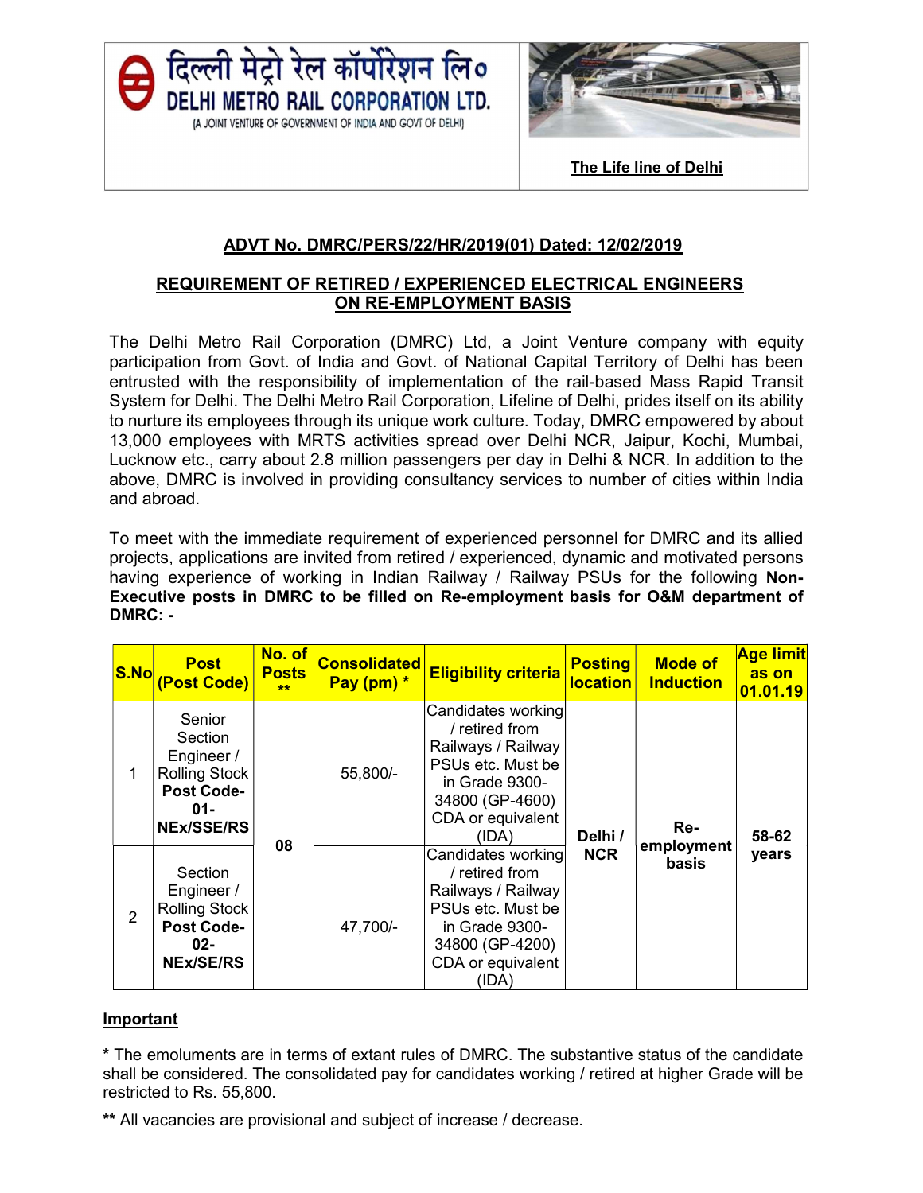दिल्ली मेट्रो रेल कॉर्पोरेशन लि०

DELHI METRO RAIL CORPORATION LTD.

(A JOINT VENTURE OF GOVERNMENT OF INDIA AND GOVT OF DELHI)

**The Life line of Delhi**

## ADVT No. DMRC/PERS/22/HR/2019(01) Dated: 12/02/2019

## REQUIREMENT OF RETIRED / EXPERIENCED ELECTRICAL ENGINEERS ON RE-EMPLOYMENT BASIS

The Delhi Metro Rail Corporation (DMRC) Ltd, a Joint Venture company with equity participation from Govt. of India and Govt. of National Capital Territory of Delhi has been entrusted with the responsibility of implementation of the rail-based Mass Rapid Transit System for Delhi. The Delhi Metro Rail Corporation, Lifeline of Delhi, prides itself on its ability to nurture its employees through its unique work culture. Today, DMRC empowered by about 13,000 employees with MRTS activities spread over Delhi NCR, Jaipur, Kochi, Mumbai, Lucknow etc., carry about 2.8 million passengers per day in Delhi & NCR. In addition to the above, DMRC is involved in providing consultancy services to number of cities within India and abroad.

To meet with the immediate requirement of experienced personnel for DMRC and its allied projects, applications are invited from retired / experienced, dynamic and motivated persons having experience of working in Indian Railway / Railway PSUs for the following **Non-Executive posts in DMRC to be filled on Re-employment basis for O&M department of DMRC: -**

| S.No | Post (Post Code) | No. of Posts ** | Consolidated Pay (pm) * | Eligibility criteria | Posting location | Mode of Induction | Age limit as on 01.01.19 |
|---|---|---|---|---|---|---|---|
| 1 | Senior Section Engineer / Rolling Stock **Post Code-01-NEx/SSE/RS** | 08 | 55,800/- | Candidates working / retired from Railways / Railway PSUs etc. Must be in Grade 9300-34800 (GP-4600) CDA or equivalent (IDA) | **Delhi / NCR** | **Re-employment basis** | **58-62 years** |
| 2 | Section Engineer / Rolling Stock **Post Code-02-NEx/SE/RS** | | 47,700/- | Candidates working / retired from Railways / Railway PSUs etc. Must be in Grade 9300-34800 (GP-4200) CDA or equivalent (IDA) | | | |

**Important**

**\*** The emoluments are in terms of extant rules of DMRC. The substantive status of the candidate shall be considered. The consolidated pay for candidates working / retired at higher Grade will be restricted to Rs. 55,800.

**\*\*** All vacancies are provisional and subject of increase / decrease.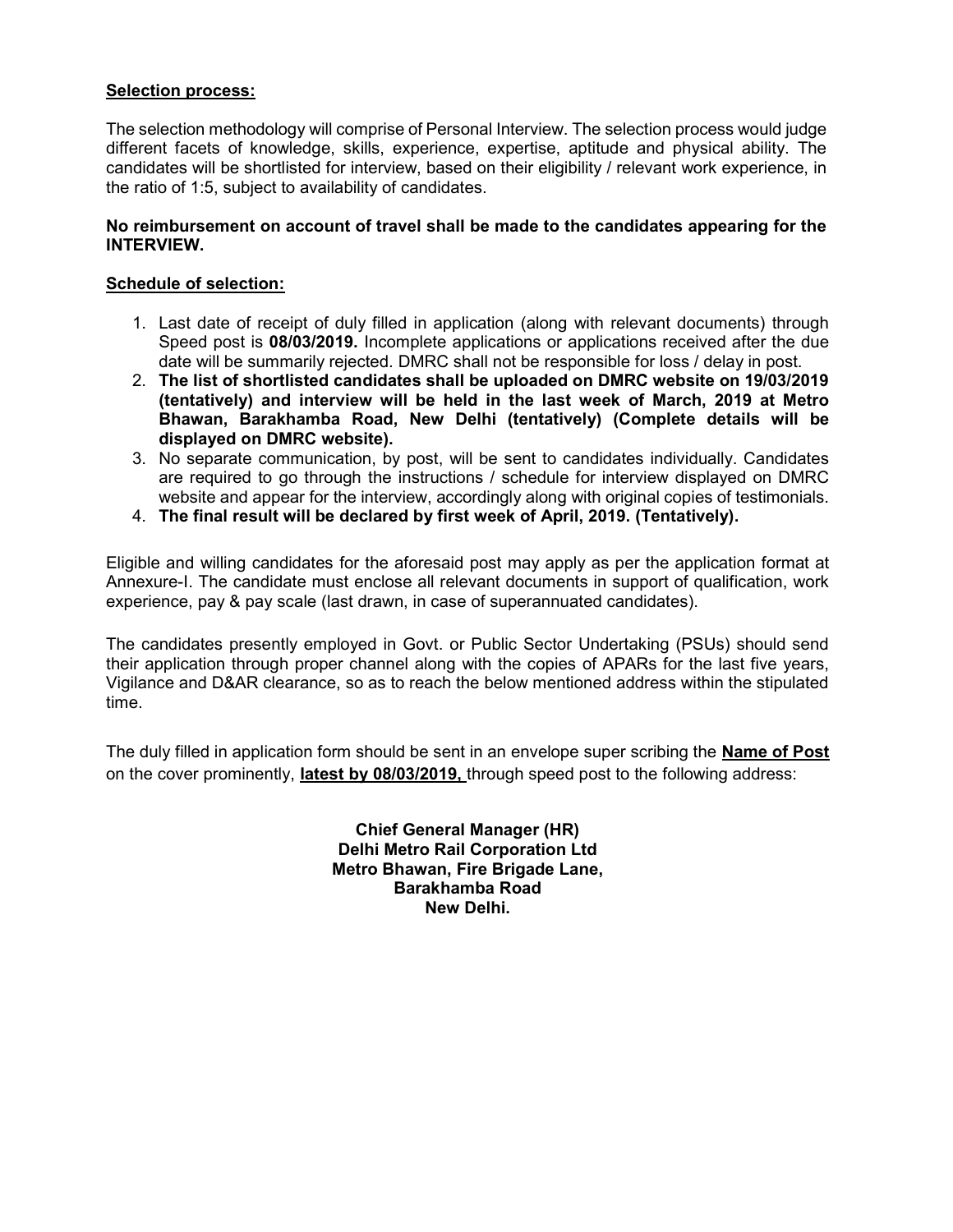**Selection process:**

The selection methodology will comprise of Personal Interview. The selection process would judge different facets of knowledge, skills, experience, expertise, aptitude and physical ability. The candidates will be shortlisted for interview, based on their eligibility / relevant work experience, in the ratio of 1:5, subject to availability of candidates.

**No reimbursement on account of travel shall be made to the candidates appearing for the INTERVIEW.**

**Schedule of selection:**

1. Last date of receipt of duly filled in application (along with relevant documents) through Speed post is **08/03/2019.** Incomplete applications or applications received after the due date will be summarily rejected. DMRC shall not be responsible for loss / delay in post.
2. **The list of shortlisted candidates shall be uploaded on DMRC website on 19/03/2019 (tentatively) and interview will be held in the last week of March, 2019 at Metro Bhawan, Barakhamba Road, New Delhi (tentatively) (Complete details will be displayed on DMRC website).**
3. No separate communication, by post, will be sent to candidates individually. Candidates are required to go through the instructions / schedule for interview displayed on DMRC website and appear for the interview, accordingly along with original copies of testimonials.
4. **The final result will be declared by first week of April, 2019. (Tentatively).**

Eligible and willing candidates for the aforesaid post may apply as per the application format at Annexure-I. The candidate must enclose all relevant documents in support of qualification, work experience, pay & pay scale (last drawn, in case of superannuated candidates).

The candidates presently employed in Govt. or Public Sector Undertaking (PSUs) should send their application through proper channel along with the copies of APARs for the last five years, Vigilance and D&AR clearance, so as to reach the below mentioned address within the stipulated time.

The duly filled in application form should be sent in an envelope super scribing the **Name of Post** on the cover prominently, **latest by 08/03/2019,** through speed post to the following address:

**Chief General Manager (HR)**
**Delhi Metro Rail Corporation Ltd**
**Metro Bhawan, Fire Brigade Lane,**
**Barakhamba Road**
**New Delhi.**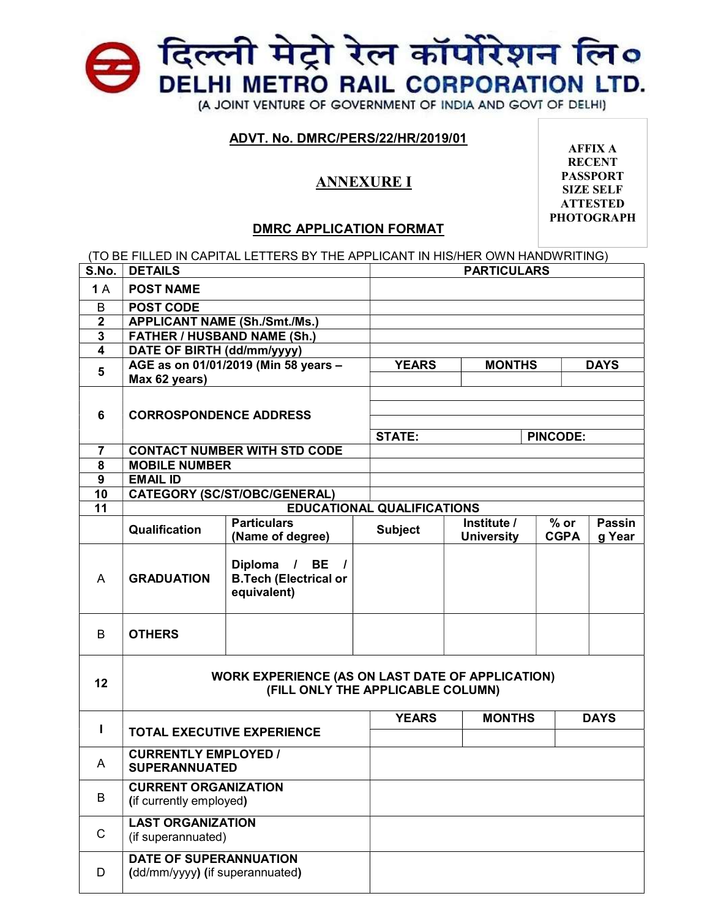# दिल्ली मेट्रो रेल कॉर्पोरेशन लि०
# DELHI METRO RAIL CORPORATION LTD.

(A JOINT VENTURE OF GOVERNMENT OF INDIA AND GOVT OF DELHI)

**ADVT. No. DMRC/PERS/22/HR/2019/01**

**ANNEXURE I**

**DMRC APPLICATION FORMAT**

AFFIX A RECENT PASSPORT SIZE SELF ATTESTED PHOTOGRAPH

(TO BE FILLED IN CAPITAL LETTERS BY THE APPLICANT IN HIS/HER OWN HANDWRITING)

| S.No. | DETAILS | PARTICULARS | | |
|---|---|---|---|---|
| 1 A | POST NAME | | | |
| B | POST CODE | | | |
| 2 | APPLICANT NAME (Sh./Smt./Ms.) | | | |
| 3 | FATHER / HUSBAND NAME (Sh.) | | | |
| 4 | DATE OF BIRTH (dd/mm/yyyy) | | | |
| 5 | AGE as on 01/01/2019 (Min 58 years – Max 62 years) | YEARS | MONTHS | DAYS |
| | | | | |
| 6 | CORROSPONDENCE ADDRESS | | | |
| | | | | |
| | | | | |
| | | STATE: | | PINCODE: |
| 7 | CONTACT NUMBER WITH STD CODE | | | |
| 8 | MOBILE NUMBER | | | |
| 9 | EMAIL ID | | | |
| 10 | CATEGORY (SC/ST/OBC/GENERAL) | | | |

| 11 | EDUCATIONAL QUALIFICATIONS | | | | | |
|---|---|---|---|---|---|---|
| | Qualification | Particulars (Name of degree) | Subject | Institute / University | % or CGPA | Passing Year |
| A | GRADUATION | Diploma / BE / B.Tech (Electrical or equivalent) | | | | |
| B | OTHERS | | | | | |

| 12 | WORK EXPERIENCE (AS ON LAST DATE OF APPLICATION) (FILL ONLY THE APPLICABLE COLUMN) | | | |
|---|---|---|---|---|
| I | TOTAL EXECUTIVE EXPERIENCE | YEARS | MONTHS | DAYS |
| | | | | |
| A | CURRENTLY EMPLOYED / SUPERANNUATED | | | |
| B | CURRENT ORGANIZATION (if currently employed) | | | |
| C | LAST ORGANIZATION (if superannuated) | | | |
| D | DATE OF SUPERANNUATION (dd/mm/yyyy) (if superannuated) | | | |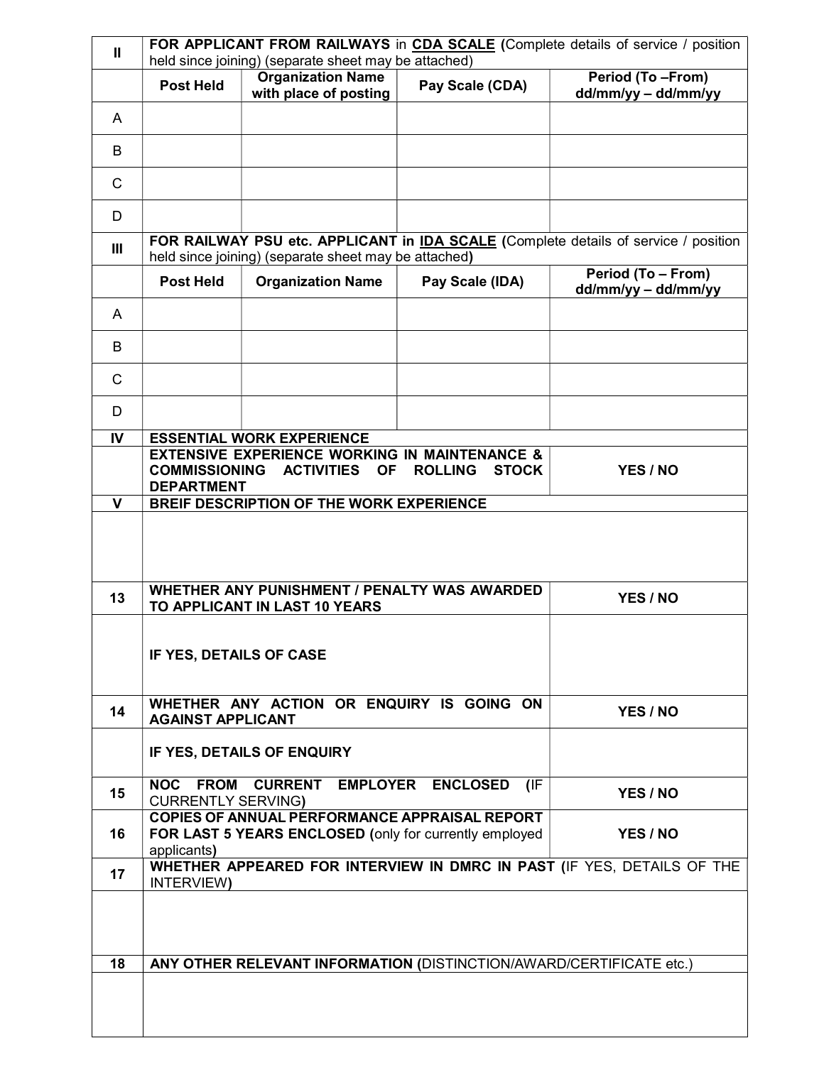| II | **FOR APPLICANT FROM RAILWAYS** in **CDA SCALE** (Complete details of service / position held since joining) (separate sheet may be attached) | | | |
|---|---|---|---|---|
| | **Post Held** | **Organization Name with place of posting** | **Pay Scale (CDA)** | **Period (To –From) dd/mm/yy – dd/mm/yy** |
| A | | | | |
| B | | | | |
| C | | | | |
| D | | | | |

| III | **FOR RAILWAY PSU etc. APPLICANT in IDA SCALE** (Complete details of service / position held since joining) (separate sheet may be attached) | | | |
|---|---|---|---|---|
| | **Post Held** | **Organization Name** | **Pay Scale (IDA)** | **Period (To – From) dd/mm/yy – dd/mm/yy** |
| A | | | | |
| B | | | | |
| C | | | | |
| D | | | | |

| | | |
|---|---|---|
| **IV** | **ESSENTIAL WORK EXPERIENCE** | |
| | **EXTENSIVE EXPERIENCE WORKING IN MAINTENANCE & COMMISSIONING ACTIVITIES OF ROLLING STOCK DEPARTMENT** | **YES / NO** |
| **V** | **BREIF DESCRIPTION OF THE WORK EXPERIENCE** | |
| | | |
| **13** | **WHETHER ANY PUNISHMENT / PENALTY WAS AWARDED TO APPLICANT IN LAST 10 YEARS** | **YES / NO** |
| | **IF YES, DETAILS OF CASE** | |
| **14** | **WHETHER ANY ACTION OR ENQUIRY IS GOING ON AGAINST APPLICANT** | **YES / NO** |
| | **IF YES, DETAILS OF ENQUIRY** | |
| **15** | **NOC FROM CURRENT EMPLOYER ENCLOSED** (IF CURRENTLY SERVING) | **YES / NO** |
| **16** | **COPIES OF ANNUAL PERFORMANCE APPRAISAL REPORT FOR LAST 5 YEARS ENCLOSED** (only for currently employed applicants) | **YES / NO** |
| **17** | **WHETHER APPEARED FOR INTERVIEW IN DMRC IN PAST** (IF YES, DETAILS OF THE INTERVIEW) | |
| | | |
| **18** | **ANY OTHER RELEVANT INFORMATION** (DISTINCTION/AWARD/CERTIFICATE etc.) | |
| | | |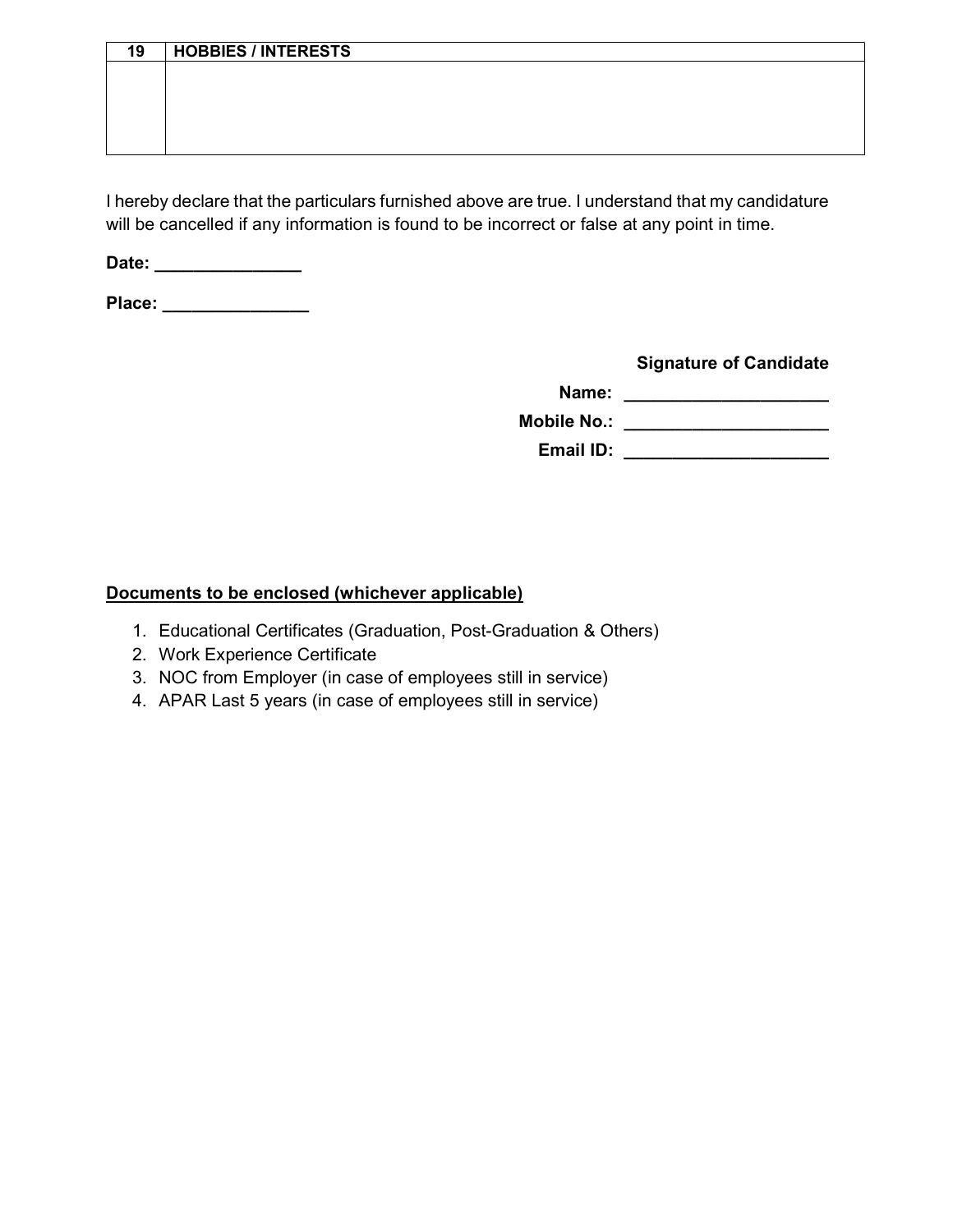| 19 | HOBBIES / INTERESTS |
| --- | --- |
| | |

I hereby declare that the particulars furnished above are true. I understand that my candidature will be cancelled if any information is found to be incorrect or false at any point in time.

**Date:** _______________

**Place:** _______________

**Signature of Candidate**

**Name:** _____________________

**Mobile No.:** _____________________

**Email ID:** _____________________

**Documents to be enclosed (whichever applicable)**

1. Educational Certificates (Graduation, Post-Graduation & Others)
2. Work Experience Certificate
3. NOC from Employer (in case of employees still in service)
4. APAR Last 5 years (in case of employees still in service)